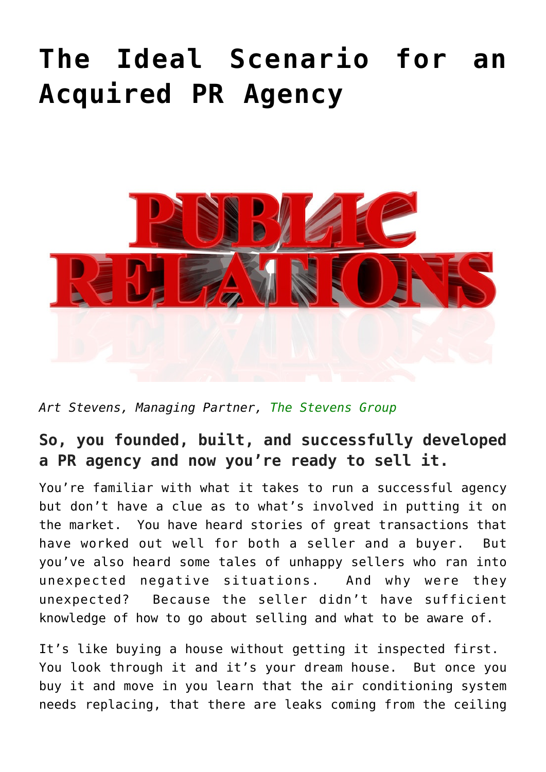# The Ideal Scenario for an Acquired PR Agency

*Art Stevens, Managing Partner, The Stevens Group*

### So, you founded, built, and successfully developed a PR agency and now you're ready to sell it.

You're familiar with what it takes to run a successful agency but don't have a clue as to what's involved in putting it on the market. You have heard stories of great transactions that have worked out well for both a seller and a buyer. But you've also heard some tales of unhappy sellers who ran into unexpected negative situations. And why were they unexpected? Because the seller didn't have sufficient knowledge of how to go about selling and what to be aware of.

It's like buying a house without getting it inspected first. You look through it and it's your dream house. But once you buy it and move in you learn that the air conditioning system needs replacing, that there are leaks coming from the ceiling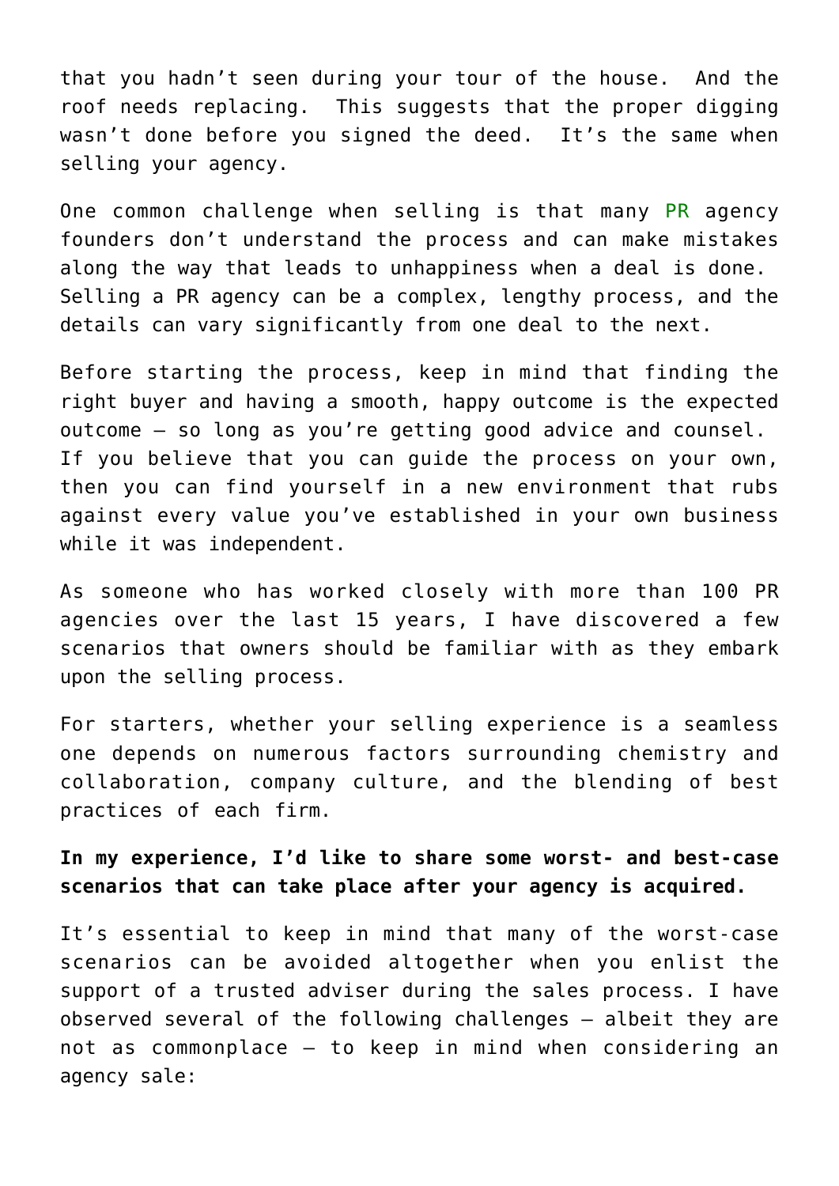that you hadn't seen during your tour of the house. And the roof needs replacing. This suggests that the proper digging wasn't done before you signed the deed. It's the same when selling your agency.

One common challenge when selling is that many PR agency founders don't understand the process and can make mistakes along the way that leads to unhappiness when a deal is done. Selling a PR agency can be a complex, lengthy process, and the details can vary significantly from one deal to the next.

Before starting the process, keep in mind that finding the right buyer and having a smooth, happy outcome is the expected outcome – so long as you're getting good advice and counsel. If you believe that you can guide the process on your own, then you can find yourself in a new environment that rubs against every value you've established in your own business while it was independent.

As someone who has worked closely with more than 100 PR agencies over the last 15 years, I have discovered a few scenarios that owners should be familiar with as they embark upon the selling process.

For starters, whether your selling experience is a seamless one depends on numerous factors surrounding chemistry and collaboration, company culture, and the blending of best practices of each firm.

**In my experience, I'd like to share some worst- and best-case scenarios that can take place after your agency is acquired.**

It's essential to keep in mind that many of the worst-case scenarios can be avoided altogether when you enlist the support of a trusted adviser during the sales process. I have observed several of the following challenges – albeit they are not as commonplace – to keep in mind when considering an agency sale: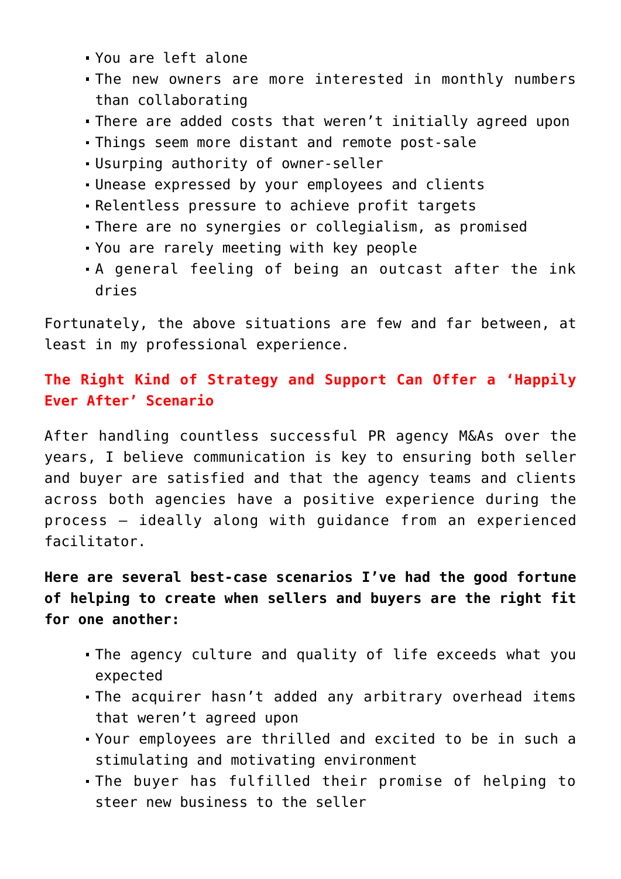- You are left alone
- The new owners are more interested in monthly numbers than collaborating
- There are added costs that weren't initially agreed upon
- Things seem more distant and remote post-sale
- Usurping authority of owner-seller
- Unease expressed by your employees and clients
- Relentless pressure to achieve profit targets
- There are no synergies or collegialism, as promised
- You are rarely meeting with key people
- A general feeling of being an outcast after the ink dries

Fortunately, the above situations are few and far between, at least in my professional experience.

## The Right Kind of Strategy and Support Can Offer a 'Happily Ever After' Scenario

After handling countless successful PR agency M&As over the years, I believe communication is key to ensuring both seller and buyer are satisfied and that the agency teams and clients across both agencies have a positive experience during the process – ideally along with guidance from an experienced facilitator.

**Here are several best-case scenarios I've had the good fortune of helping to create when sellers and buyers are the right fit for one another:**

- The agency culture and quality of life exceeds what you expected
- The acquirer hasn't added any arbitrary overhead items that weren't agreed upon
- Your employees are thrilled and excited to be in such a stimulating and motivating environment
- The buyer has fulfilled their promise of helping to steer new business to the seller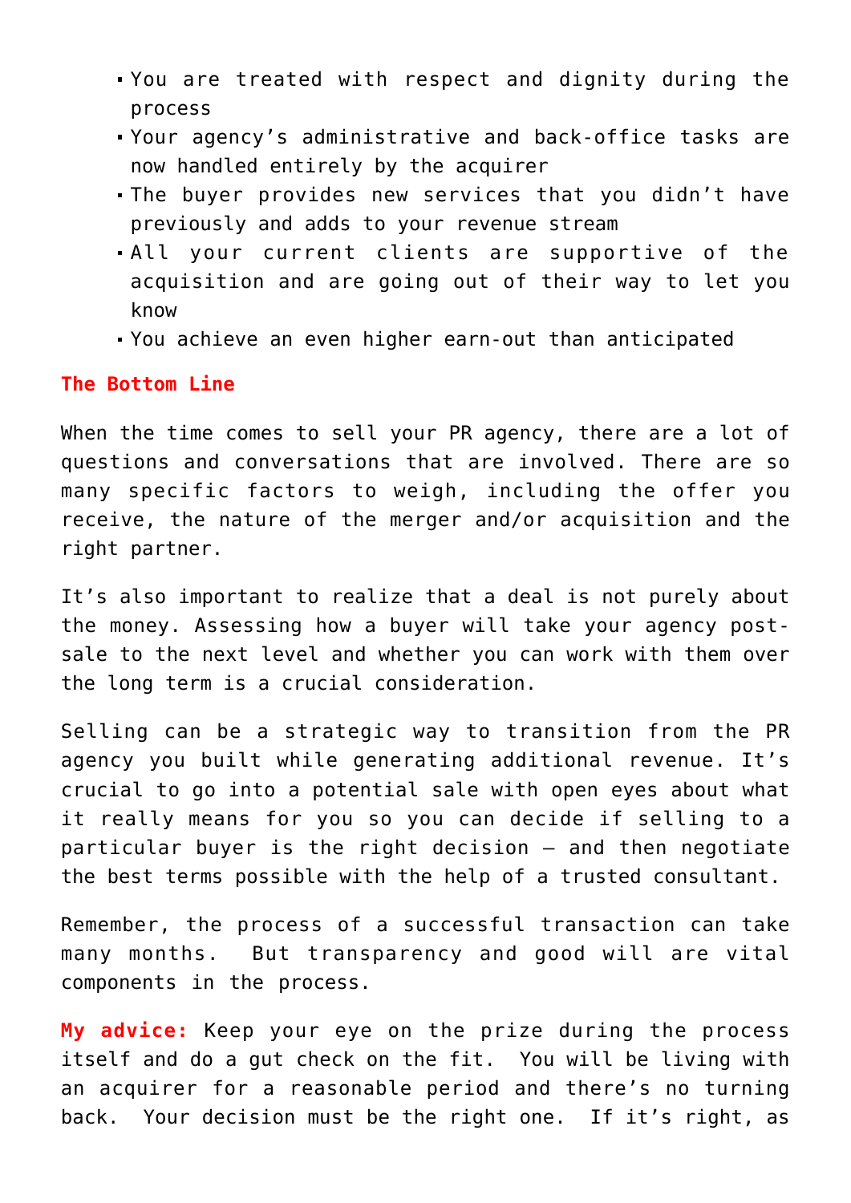- You are treated with respect and dignity during the process
- Your agency's administrative and back-office tasks are now handled entirely by the acquirer
- The buyer provides new services that you didn't have previously and adds to your revenue stream
- All your current clients are supportive of the acquisition and are going out of their way to let you know
- You achieve an even higher earn-out than anticipated

## The Bottom Line

When the time comes to sell your PR agency, there are a lot of questions and conversations that are involved. There are so many specific factors to weigh, including the offer you receive, the nature of the merger and/or acquisition and the right partner.

It's also important to realize that a deal is not purely about the money. Assessing how a buyer will take your agency post-sale to the next level and whether you can work with them over the long term is a crucial consideration.

Selling can be a strategic way to transition from the PR agency you built while generating additional revenue. It's crucial to go into a potential sale with open eyes about what it really means for you so you can decide if selling to a particular buyer is the right decision — and then negotiate the best terms possible with the help of a trusted consultant.

Remember, the process of a successful transaction can take many months. But transparency and good will are vital components in the process.

**My advice:** Keep your eye on the prize during the process itself and do a gut check on the fit. You will be living with an acquirer for a reasonable period and there's no turning back. Your decision must be the right one. If it's right, as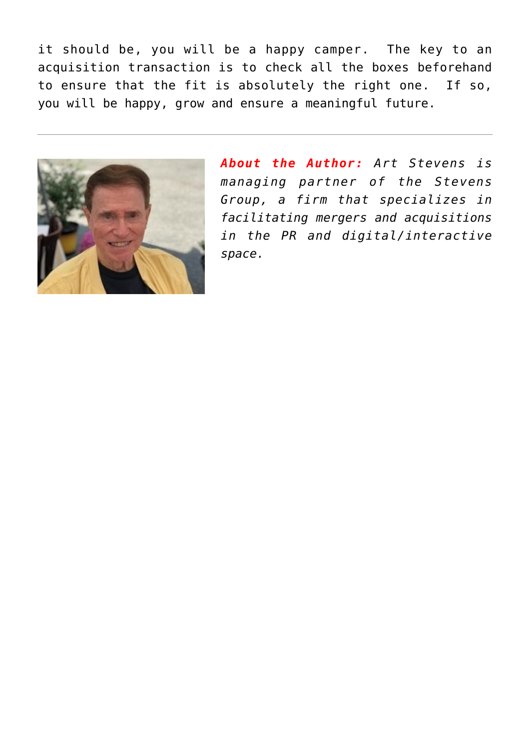it should be, you will be a happy camper.  The key to an acquisition transaction is to check all the boxes beforehand to ensure that the fit is absolutely the right one.  If so, you will be happy, grow and ensure a meaningful future.

---

***About the Author:*** *Art Stevens is managing partner of the Stevens Group, a firm that specializes in facilitating mergers and acquisitions in the PR and digital/interactive space.*